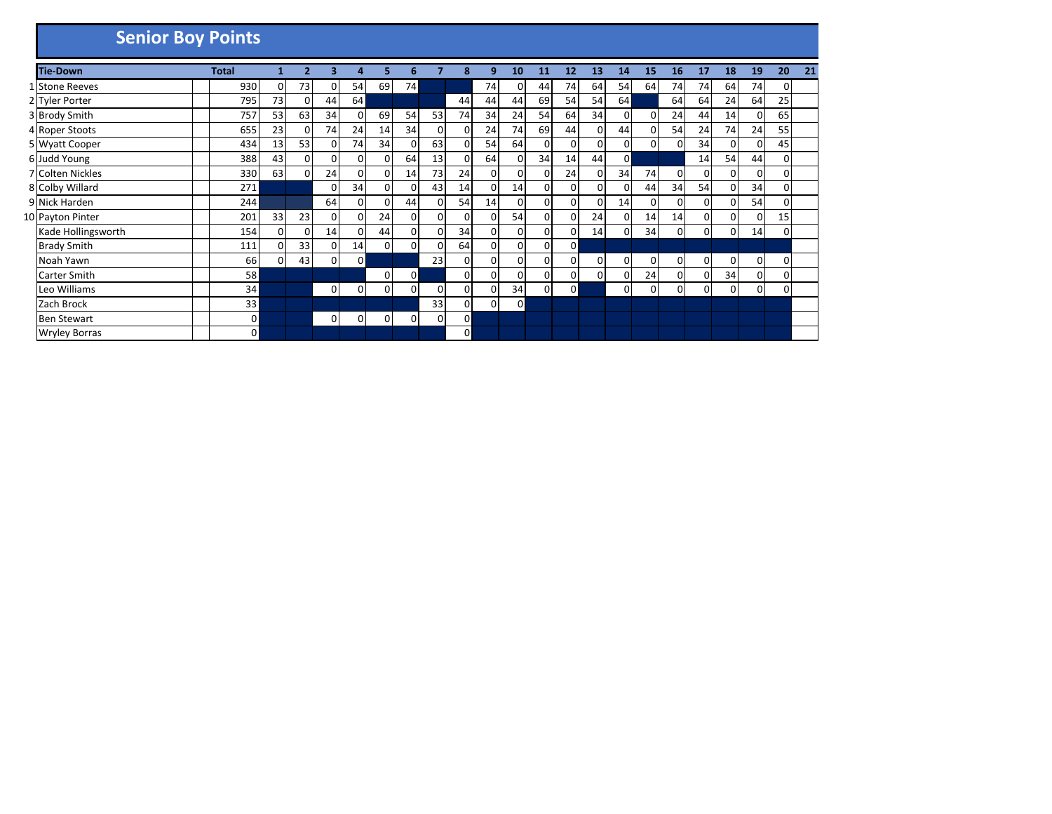# Senior Boy Points

| | Tie-Down | | Total | 1 | 2 | 3 | 4 | 5 | 6 | 7 | 8 | 9 | 10 | 11 | 12 | 13 | 14 | 15 | 16 | 17 | 18 | 19 | 20 | 21 |
|---|---|---|---|---|---|---|---|---|---|---|---|---|---|---|---|---|---|---|---|---|---|---|---|---|
| 1 | Stone Reeves | | 930 | 0 | 73 | 0 | 54 | 69 | 74 | | | 74 | 0 | 44 | 74 | 64 | 54 | 64 | 74 | 74 | 64 | 74 | 0 | |
| 2 | Tyler Porter | | 795 | 73 | 0 | 44 | 64 | | | | 44 | 44 | 44 | 69 | 54 | 54 | 64 | | 64 | 64 | 24 | 64 | 25 | |
| 3 | Brody Smith | | 757 | 53 | 63 | 34 | 0 | 69 | 54 | 53 | 74 | 34 | 24 | 54 | 64 | 34 | 0 | 0 | 24 | 44 | 14 | 0 | 65 | |
| 4 | Roper Stoots | | 655 | 23 | 0 | 74 | 24 | 14 | 34 | 0 | 0 | 24 | 74 | 69 | 44 | 0 | 44 | 0 | 54 | 24 | 74 | 24 | 55 | |
| 5 | Wyatt Cooper | | 434 | 13 | 53 | 0 | 74 | 34 | 0 | 63 | 0 | 54 | 64 | 0 | 0 | 0 | 0 | 0 | 0 | 34 | 0 | 0 | 45 | |
| 6 | Judd Young | | 388 | 43 | 0 | 0 | 0 | 0 | 64 | 13 | 0 | 64 | 0 | 34 | 14 | 44 | 0 | | | 14 | 54 | 44 | 0 | |
| 7 | Colten Nickles | | 330 | 63 | 0 | 24 | 0 | 0 | 14 | 73 | 24 | 0 | 0 | 0 | 24 | 0 | 34 | 74 | 0 | 0 | 0 | 0 | 0 | |
| 8 | Colby Willard | | 271 | | | 0 | 34 | 0 | 0 | 43 | 14 | 0 | 14 | 0 | 0 | 0 | 0 | 44 | 34 | 54 | 0 | 34 | 0 | |
| 9 | Nick Harden | | 244 | | | 64 | 0 | 0 | 44 | 0 | 54 | 14 | 0 | 0 | 0 | 0 | 14 | 0 | 0 | 0 | 0 | 54 | 0 | |
| 10 | Payton Pinter | | 201 | 33 | 23 | 0 | 0 | 24 | 0 | 0 | 0 | 0 | 54 | 0 | 0 | 24 | 0 | 14 | 14 | 0 | 0 | 0 | 15 | |
| | Kade Hollingsworth | | 154 | 0 | 0 | 14 | 0 | 44 | 0 | 0 | 34 | 0 | 0 | 0 | 0 | 14 | 0 | 34 | 0 | 0 | 0 | 14 | 0 | |
| | Brady Smith | | 111 | 0 | 33 | 0 | 14 | 0 | 0 | 0 | 64 | 0 | 0 | 0 | 0 | | | | | | | | | |
| | Noah Yawn | | 66 | 0 | 43 | 0 | 0 | | | 23 | 0 | 0 | 0 | 0 | 0 | 0 | 0 | 0 | 0 | 0 | 0 | 0 | 0 | |
| | Carter Smith | | 58 | | | | | 0 | 0 | | 0 | 0 | 0 | 0 | 0 | 0 | 0 | 24 | 0 | 0 | 34 | 0 | 0 | |
| | Leo Williams | | 34 | | | 0 | 0 | 0 | 0 | 0 | 0 | 0 | 34 | 0 | 0 | | 0 | 0 | 0 | 0 | 0 | 0 | 0 | |
| | Zach Brock | | 33 | | | | | | | 33 | 0 | 0 | 0 | | | | | | | | | | | |
| | Ben Stewart | | 0 | | | 0 | 0 | 0 | 0 | 0 | 0 | | | | | | | | | | | | | |
| | Wryley Borras | | 0 | | | | | | | | 0 | | | | | | | | | | | | | |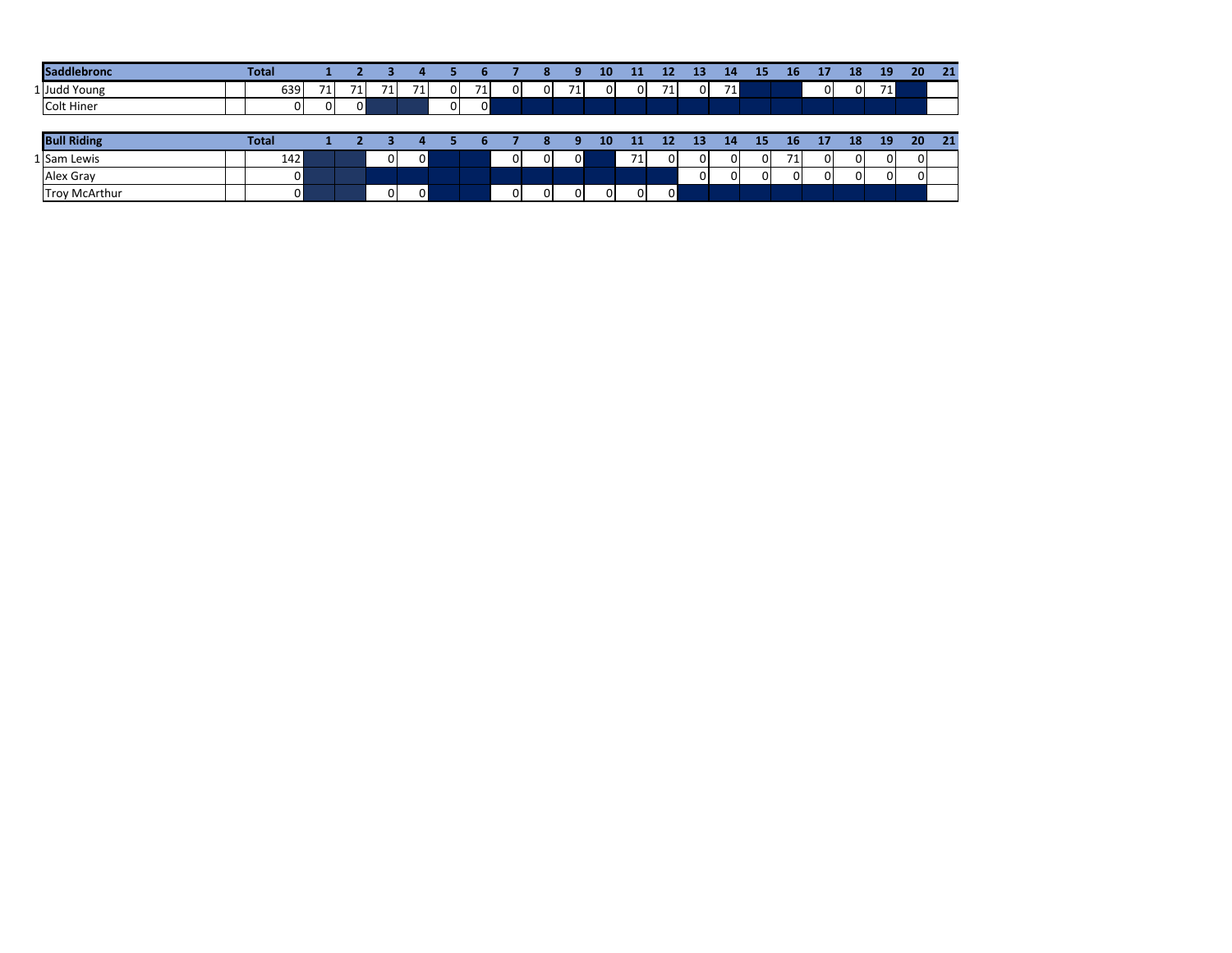| | Saddlebronc | | Total | 1 | 2 | 3 | 4 | 5 | 6 | 7 | 8 | 9 | 10 | 11 | 12 | 13 | 14 | 15 | 16 | 17 | 18 | 19 | 20 | 21 |
|---|---|---|---|---|---|---|---|---|---|---|---|---|---|---|---|---|---|---|---|---|---|---|---|---|
| 1 | Judd Young | | 639 | 71 | 71 | 71 | 71 | 0 | 71 | 0 | 0 | 71 | 0 | 0 | 71 | 0 | 71 | | | 0 | 0 | 71 | | |
| | Colt Hiner | | 0 | 0 | 0 | | | 0 | 0 | | | | | | | | | | | | | | | |

| | Bull Riding | | Total | 1 | 2 | 3 | 4 | 5 | 6 | 7 | 8 | 9 | 10 | 11 | 12 | 13 | 14 | 15 | 16 | 17 | 18 | 19 | 20 | 21 |
|---|---|---|---|---|---|---|---|---|---|---|---|---|---|---|---|---|---|---|---|---|---|---|---|---|
| 1 | Sam Lewis | | 142 | | | 0 | 0 | | | 0 | 0 | 0 | | 71 | 0 | 0 | 0 | 0 | 71 | 0 | 0 | 0 | 0 | |
| | Alex Gray | | 0 | | | | | | | | | | | | | 0 | 0 | 0 | 0 | 0 | 0 | 0 | 0 | |
| | Troy McArthur | | 0 | | | 0 | 0 | | | 0 | 0 | 0 | 0 | 0 | 0 | | | | | | | | | |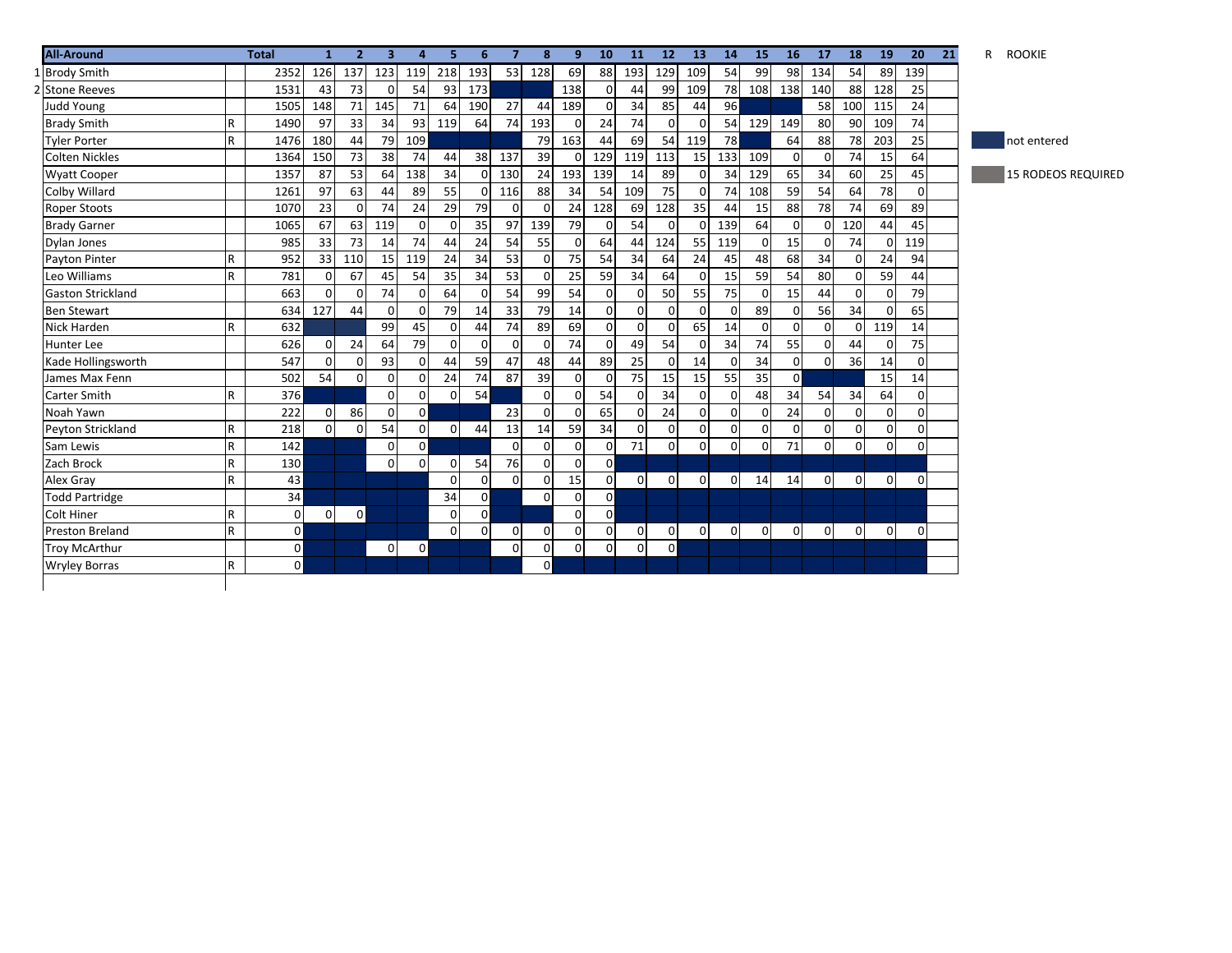| | All-Around | | Total | 1 | 2 | 3 | 4 | 5 | 6 | 7 | 8 | 9 | 10 | 11 | 12 | 13 | 14 | 15 | 16 | 17 | 18 | 19 | 20 | 21 |
|---|---|---|---|---|---|---|---|---|---|---|---|---|---|---|---|---|---|---|---|---|---|---|---|---|
| 1 | Brody Smith | | 2352 | 126 | 137 | 123 | 119 | 218 | 193 | 53 | 128 | 69 | 88 | 193 | 129 | 109 | 54 | 99 | 98 | 134 | 54 | 89 | 139 | |
| 2 | Stone Reeves | | 1531 | 43 | 73 | 0 | 54 | 93 | 173 | | | 138 | 0 | 44 | 99 | 109 | 78 | 108 | 138 | 140 | 88 | 128 | 25 | |
| | Judd Young | | 1505 | 148 | 71 | 145 | 71 | 64 | 190 | 27 | 44 | 189 | 0 | 34 | 85 | 44 | 96 | | | 58 | 100 | 115 | 24 | |
| | Brady Smith | R | 1490 | 97 | 33 | 34 | 93 | 119 | 64 | 74 | 193 | 0 | 24 | 74 | 0 | 0 | 54 | 129 | 149 | 80 | 90 | 109 | 74 | |
| | Tyler Porter | R | 1476 | 180 | 44 | 79 | 109 | | | | 79 | 163 | 44 | 69 | 54 | 119 | 78 | | 64 | 88 | 78 | 203 | 25 | |
| | Colten Nickles | | 1364 | 150 | 73 | 38 | 74 | 44 | 38 | 137 | 39 | 0 | 129 | 119 | 113 | 15 | 133 | 109 | 0 | 0 | 74 | 15 | 64 | |
| | Wyatt Cooper | | 1357 | 87 | 53 | 64 | 138 | 34 | 0 | 130 | 24 | 193 | 139 | 14 | 89 | 0 | 34 | 129 | 65 | 34 | 60 | 25 | 45 | |
| | Colby Willard | | 1261 | 97 | 63 | 44 | 89 | 55 | 0 | 116 | 88 | 34 | 54 | 109 | 75 | 0 | 74 | 108 | 59 | 54 | 64 | 78 | 0 | |
| | Roper Stoots | | 1070 | 23 | 0 | 74 | 24 | 29 | 79 | 0 | 0 | 24 | 128 | 69 | 128 | 35 | 44 | 15 | 88 | 78 | 74 | 69 | 89 | |
| | Brady Garner | | 1065 | 67 | 63 | 119 | 0 | 0 | 35 | 97 | 139 | 79 | 0 | 54 | 0 | 0 | 139 | 64 | 0 | 0 | 120 | 44 | 45 | |
| | Dylan Jones | | 985 | 33 | 73 | 14 | 74 | 44 | 24 | 54 | 55 | 0 | 64 | 44 | 124 | 55 | 119 | 0 | 15 | 0 | 74 | 0 | 119 | |
| | Payton Pinter | R | 952 | 33 | 110 | 15 | 119 | 24 | 34 | 53 | 0 | 75 | 54 | 34 | 64 | 24 | 45 | 48 | 68 | 34 | 0 | 24 | 94 | |
| | Leo Williams | R | 781 | 0 | 67 | 45 | 54 | 35 | 34 | 53 | 0 | 25 | 59 | 34 | 64 | 0 | 15 | 59 | 54 | 80 | 0 | 59 | 44 | |
| | Gaston Strickland | | 663 | 0 | 0 | 74 | 0 | 64 | 0 | 54 | 99 | 54 | 0 | 0 | 50 | 55 | 75 | 0 | 15 | 44 | 0 | 0 | 79 | |
| | Ben Stewart | | 634 | 127 | 44 | 0 | 0 | 79 | 14 | 33 | 79 | 14 | 0 | 0 | 0 | 0 | 0 | 89 | 0 | 56 | 34 | 0 | 65 | |
| | Nick Harden | R | 632 | | | 99 | 45 | 0 | 44 | 74 | 89 | 69 | 0 | 0 | 0 | 65 | 14 | 0 | 0 | 0 | 0 | 119 | 14 | |
| | Hunter Lee | | 626 | 0 | 24 | 64 | 79 | 0 | 0 | 0 | 0 | 74 | 0 | 49 | 54 | 0 | 34 | 74 | 55 | 0 | 44 | 0 | 75 | |
| | Kade Hollingsworth | | 547 | 0 | 0 | 93 | 0 | 44 | 59 | 47 | 48 | 44 | 89 | 25 | 0 | 14 | 0 | 34 | 0 | 0 | 36 | 14 | 0 | |
| | James Max Fenn | | 502 | 54 | 0 | 0 | 0 | 24 | 74 | 87 | 39 | 0 | 0 | 75 | 15 | 15 | 55 | 35 | 0 | | | 15 | 14 | |
| | Carter Smith | R | 376 | | | 0 | 0 | 0 | 54 | | 0 | 0 | 54 | 0 | 34 | 0 | 0 | 48 | 34 | 54 | 34 | 64 | 0 | |
| | Noah Yawn | | 222 | 0 | 86 | 0 | 0 | | | 23 | 0 | 0 | 65 | 0 | 24 | 0 | 0 | 0 | 24 | 0 | 0 | 0 | 0 | |
| | Peyton Strickland | R | 218 | 0 | 0 | 54 | 0 | 0 | 44 | 13 | 14 | 59 | 34 | 0 | 0 | 0 | 0 | 0 | 0 | 0 | 0 | 0 | 0 | |
| | Sam Lewis | R | 142 | | | 0 | 0 | | | 0 | 0 | 0 | 0 | 71 | 0 | 0 | 0 | 0 | 71 | 0 | 0 | 0 | 0 | |
| | Zach Brock | R | 130 | | | 0 | 0 | 0 | 54 | 76 | 0 | 0 | 0 | | | | | | | | | | | |
| | Alex Gray | R | 43 | | | | | 0 | 0 | 0 | 0 | 15 | 0 | 0 | 0 | 0 | 0 | 14 | 14 | 0 | 0 | 0 | 0 | |
| | Todd Partridge | | 34 | | | | | 34 | 0 | | 0 | 0 | 0 | | | | | | | | | | | |
| | Colt Hiner | R | 0 | 0 | 0 | | | 0 | 0 | | | 0 | 0 | | | | | | | | | | | |
| | Preston Breland | R | 0 | | | | | 0 | 0 | 0 | 0 | 0 | 0 | 0 | 0 | 0 | 0 | 0 | 0 | 0 | 0 | 0 | 0 | |
| | Troy McArthur | | 0 | | | 0 | 0 | | | 0 | 0 | 0 | 0 | 0 | 0 | | | | | | | | | |
| | Wryley Borras | R | 0 | | | | | | | | 0 | | | | | | | | | | | | | |

R ROOKIE

not entered

15 RODEOS REQUIRED